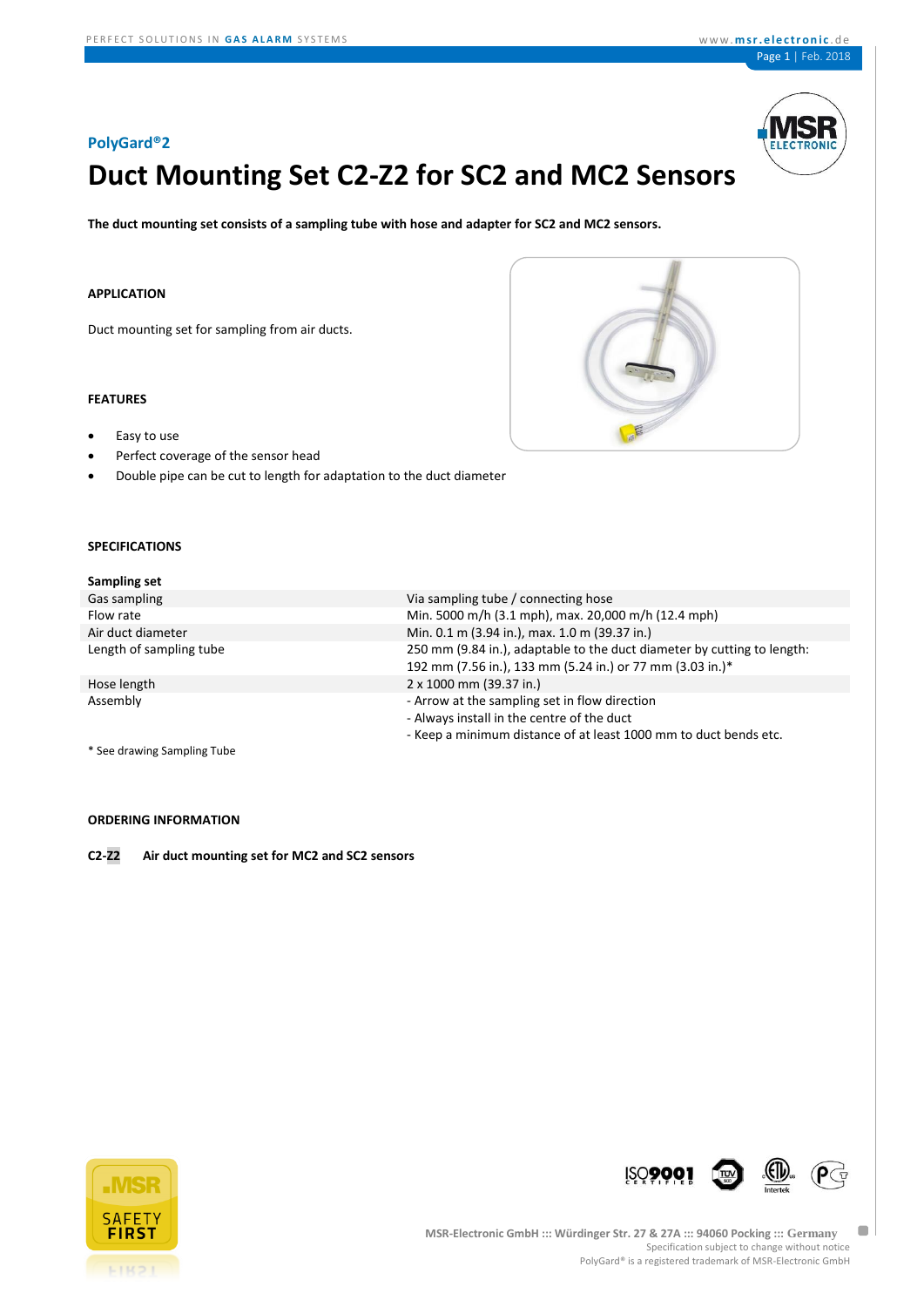PolyGard®2

# Duct Mounting Set C2-Z2 for SC2 and MC2 Sensors

**The duct mounting set consists of a sampling tube with hose and adapter for SC2 and MC2 sensors.**

## APPLICATION

Duct mounting set for sampling from air ducts.

## FEATURES

- Easy to use
- Perfect coverage of the sensor head
- Double pipe can be cut to length for adaptation to the duct diameter

## SPECIFICATIONS

| **Sampling set** | |
|---|---|
| Gas sampling | Via sampling tube / connecting hose |
| Flow rate | Min. 5000 m/h (3.1 mph), max. 20,000 m/h (12.4 mph) |
| Air duct diameter | Min. 0.1 m (3.94 in.), max. 1.0 m (39.37 in.) |
| Length of sampling tube | 250 mm (9.84 in.), adaptable to the duct diameter by cutting to length: 192 mm (7.56 in.), 133 mm (5.24 in.) or 77 mm (3.03 in.)* |
| Hose length | 2 x 1000 mm (39.37 in.) |
| Assembly | - Arrow at the sampling set in flow direction<br>- Always install in the centre of the duct<br>- Keep a minimum distance of at least 1000 mm to duct bends etc. |

* See drawing Sampling Tube

## ORDERING INFORMATION

**C2-Z2** **Air duct mounting set for MC2 and SC2 sensors**

MSR-Electronic GmbH ::: Würdinger Str. 27 & 27A ::: 94060 Pocking ::: Germany
Specification subject to change without notice
PolyGard® is a registered trademark of MSR-Electronic GmbH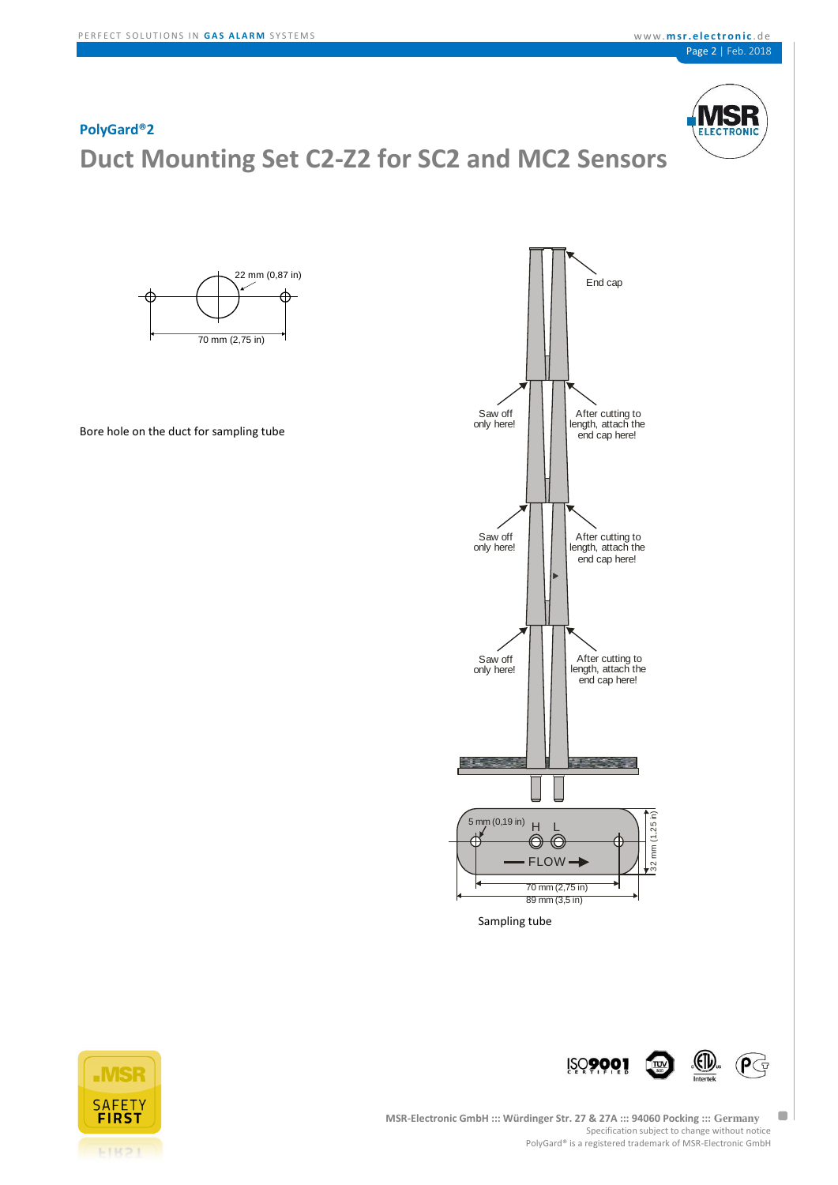PolyGard®2

# Duct Mounting Set C2-Z2 for SC2 and MC2 Sensors

22 mm (0,87 in)

70 mm (2,75 in)

Bore hole on the duct for sampling tube

End cap

Saw off only here!

After cutting to length, attach the end cap here!

Saw off only here!

After cutting to length, attach the end cap here!

Saw off only here!

After cutting to length, attach the end cap here!

5 mm (0,19 in)

H L

FLOW

32 mm (1,25 in)

70 mm (2,75 in)

89 mm (3,5 in)

Sampling tube

MSR-Electronic GmbH ::: Würdinger Str. 27 & 27A ::: 94060 Pocking ::: Germany

Specification subject to change without notice

PolyGard® is a registered trademark of MSR-Electronic GmbH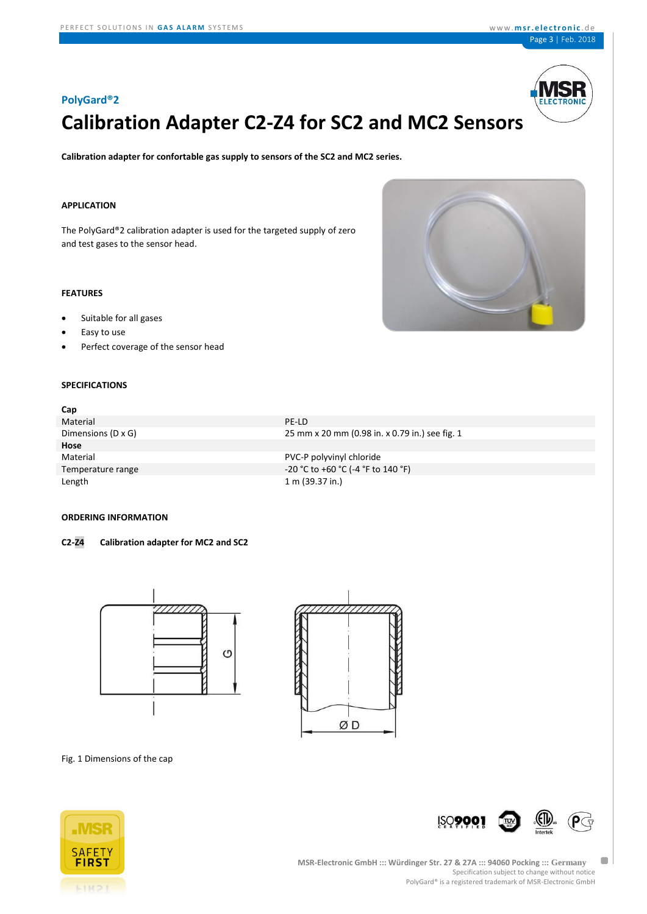PolyGard®2

# Calibration Adapter C2-Z4 for SC2 and MC2 Sensors

**Calibration adapter for confortable gas supply to sensors of the SC2 and MC2 series.**

## APPLICATION

The PolyGard®2 calibration adapter is used for the targeted supply of zero and test gases to the sensor head.

## FEATURES

- Suitable for all gases
- Easy to use
- Perfect coverage of the sensor head

## SPECIFICATIONS

| **Cap** | |
|---|---|
| Material | PE-LD |
| Dimensions (D x G) | 25 mm x 20 mm (0.98 in. x 0.79 in.) see fig. 1 |
| **Hose** | |
| Material | PVC-P polyvinyl chloride |
| Temperature range | -20 °C to +60 °C (-4 °F to 140 °F) |
| Length | 1 m (39.37 in.) |

## ORDERING INFORMATION

**C2-Z4** **Calibration adapter for MC2 and SC2**

Fig. 1 Dimensions of the cap

MSR-Electronic GmbH ::: Würdinger Str. 27 & 27A ::: 94060 Pocking ::: Germany
Specification subject to change without notice
PolyGard® is a registered trademark of MSR-Electronic GmbH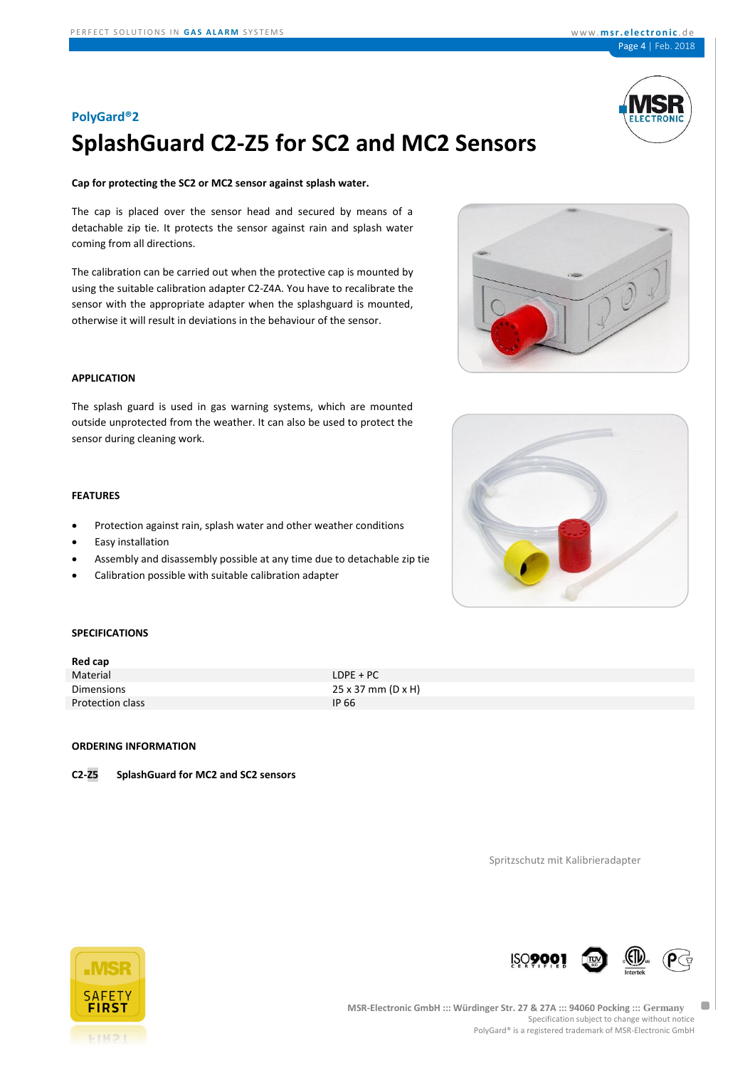PolyGard®2

# SplashGuard C2-Z5 for SC2 and MC2 Sensors

**Cap for protecting the SC2 or MC2 sensor against splash water.**

The cap is placed over the sensor head and secured by means of a detachable zip tie. It protects the sensor against rain and splash water coming from all directions.

The calibration can be carried out when the protective cap is mounted by using the suitable calibration adapter C2-Z4A. You have to recalibrate the sensor with the appropriate adapter when the splashguard is mounted, otherwise it will result in deviations in the behaviour of the sensor.

## APPLICATION

The splash guard is used in gas warning systems, which are mounted outside unprotected from the weather. It can also be used to protect the sensor during cleaning work.

## FEATURES

- Protection against rain, splash water and other weather conditions
- Easy installation
- Assembly and disassembly possible at any time due to detachable zip tie
- Calibration possible with suitable calibration adapter

## SPECIFICATIONS

| **Red cap** | |
|---|---|
| Material | LDPE + PC |
| Dimensions | 25 x 37 mm (D x H) |
| Protection class | IP 66 |

## ORDERING INFORMATION

**C2-Z5** **SplashGuard for MC2 and SC2 sensors**

Spritzschutz mit Kalibrieradapter

MSR-Electronic GmbH ::: Würdinger Str. 27 & 27A ::: 94060 Pocking ::: Germany
Specification subject to change without notice
PolyGard® is a registered trademark of MSR-Electronic GmbH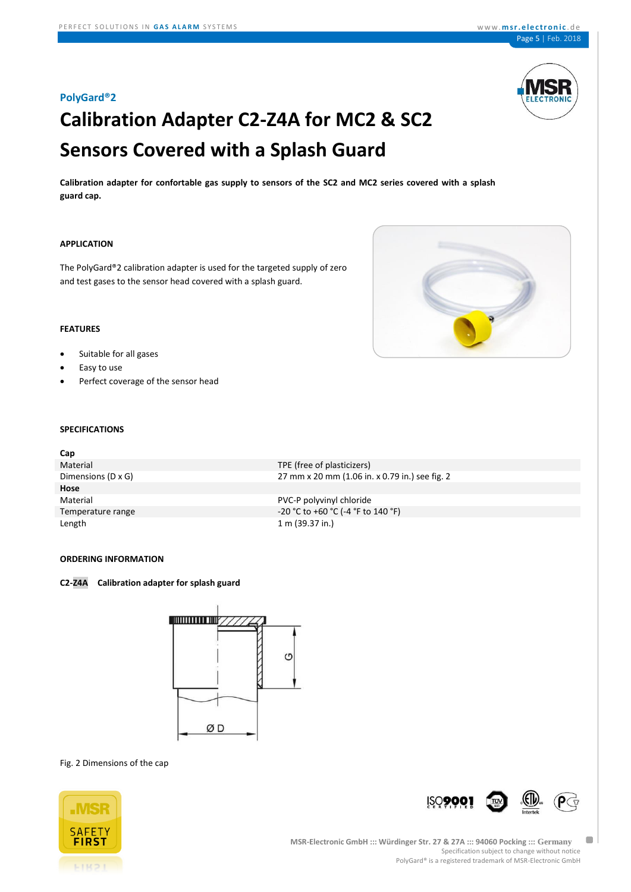PolyGard®2

# Calibration Adapter C2-Z4A for MC2 & SC2 Sensors Covered with a Splash Guard

**Calibration adapter for confortable gas supply to sensors of the SC2 and MC2 series covered with a splash guard cap.**

## APPLICATION

The PolyGard®2 calibration adapter is used for the targeted supply of zero and test gases to the sensor head covered with a splash guard.

## FEATURES

- Suitable for all gases
- Easy to use
- Perfect coverage of the sensor head

## SPECIFICATIONS

| | |
|---|---|
| **Cap** | |
| Material | TPE (free of plasticizers) |
| Dimensions (D x G) | 27 mm x 20 mm (1.06 in. x 0.79 in.) see fig. 2 |
| **Hose** | |
| Material | PVC-P polyvinyl chloride |
| Temperature range | -20 °C to +60 °C (-4 °F to 140 °F) |
| Length | 1 m (39.37 in.) |

## ORDERING INFORMATION

**C2-Z4A Calibration adapter for splash guard**

G

Ø D

Fig. 2 Dimensions of the cap

MSR-Electronic GmbH ::: Würdinger Str. 27 & 27A ::: 94060 Pocking ::: Germany
Specification subject to change without notice
PolyGard® is a registered trademark of MSR-Electronic GmbH